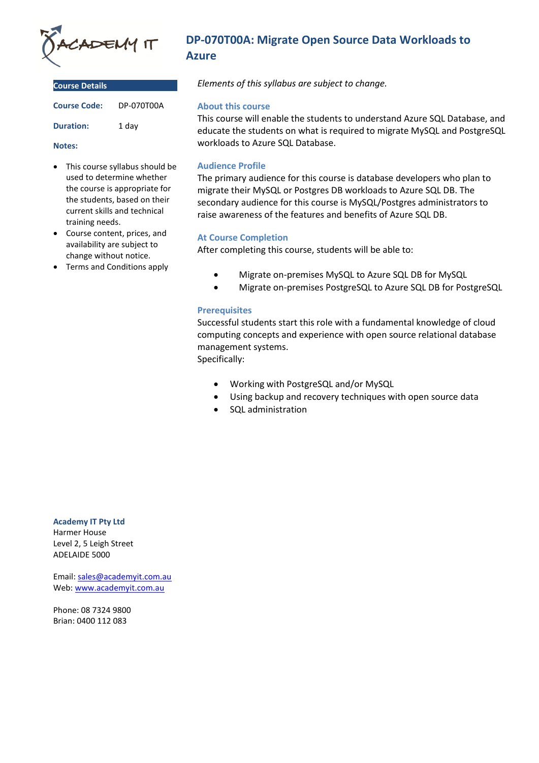# DP-070T00A: Migrate Open Source Data Workloads to Azure

## Course Details

**Course Code:** DP-070T00A

**Duration:** 1 day

**Notes:**

- This course syllabus should be used to determine whether the course is appropriate for the students, based on their current skills and technical training needs.
- Course content, prices, and availability are subject to change without notice.
- Terms and Conditions apply

*Elements of this syllabus are subject to change.*

### About this course

This course will enable the students to understand Azure SQL Database, and educate the students on what is required to migrate MySQL and PostgreSQL workloads to Azure SQL Database.

### Audience Profile

The primary audience for this course is database developers who plan to migrate their MySQL or Postgres DB workloads to Azure SQL DB. The secondary audience for this course is MySQL/Postgres administrators to raise awareness of the features and benefits of Azure SQL DB.

### At Course Completion

After completing this course, students will be able to:

- Migrate on-premises MySQL to Azure SQL DB for MySQL
- Migrate on-premises PostgreSQL to Azure SQL DB for PostgreSQL

### Prerequisites

Successful students start this role with a fundamental knowledge of cloud computing concepts and experience with open source relational database management systems.
Specifically:

- Working with PostgreSQL and/or MySQL
- Using backup and recovery techniques with open source data
- SQL administration

**Academy IT Pty Ltd**
Harmer House
Level 2, 5 Leigh Street
ADELAIDE 5000

Email: sales@academyit.com.au
Web: www.academyit.com.au

Phone: 08 7324 9800
Brian: 0400 112 083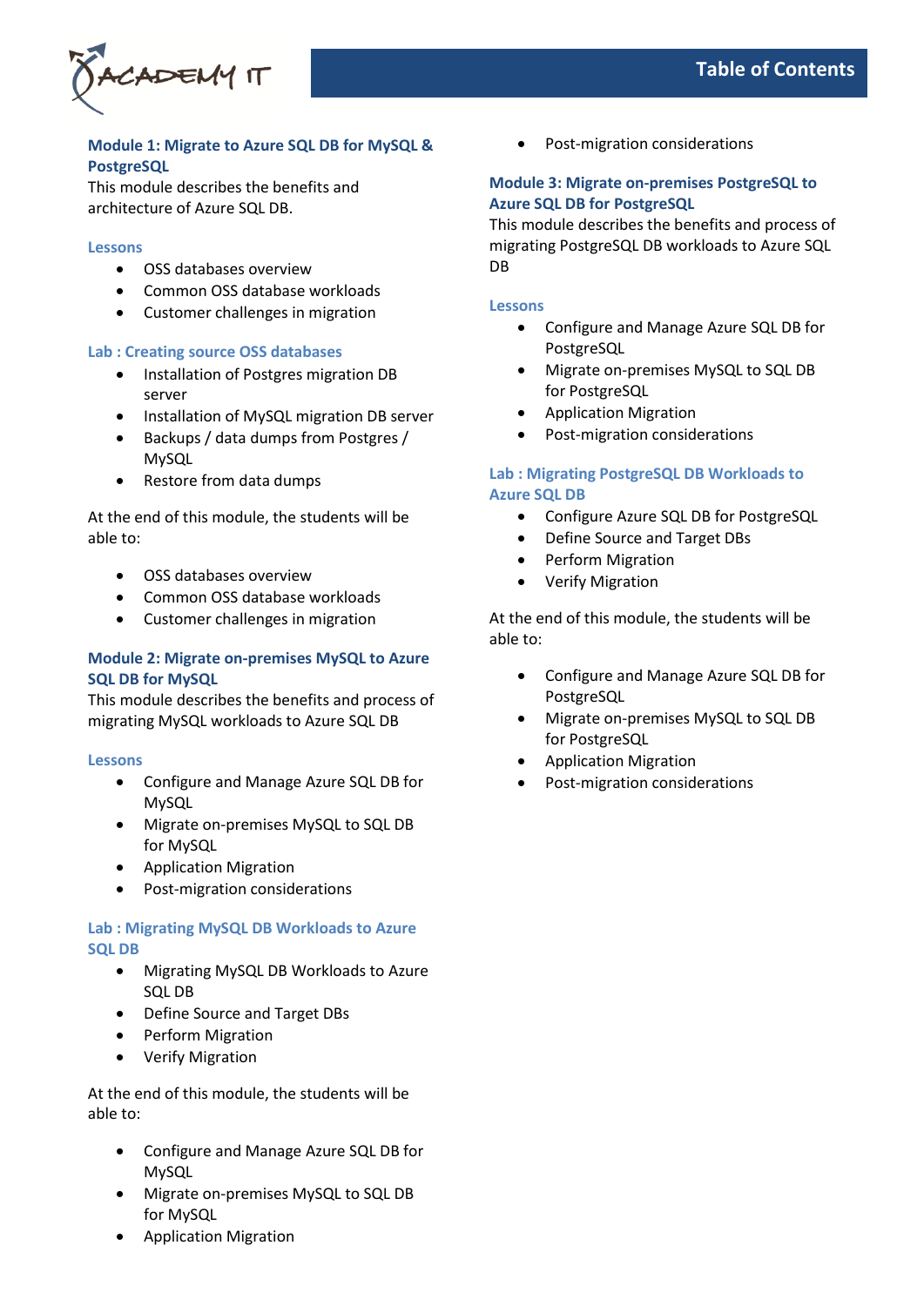## Table of Contents

### Module 1: Migrate to Azure SQL DB for MySQL & PostgreSQL

This module describes the benefits and architecture of Azure SQL DB.

#### Lessons

- OSS databases overview
- Common OSS database workloads
- Customer challenges in migration

#### Lab : Creating source OSS databases

- Installation of Postgres migration DB server
- Installation of MySQL migration DB server
- Backups / data dumps from Postgres / MySQL
- Restore from data dumps

At the end of this module, the students will be able to:

- OSS databases overview
- Common OSS database workloads
- Customer challenges in migration

### Module 2: Migrate on-premises MySQL to Azure SQL DB for MySQL

This module describes the benefits and process of migrating MySQL workloads to Azure SQL DB

#### Lessons

- Configure and Manage Azure SQL DB for MySQL
- Migrate on-premises MySQL to SQL DB for MySQL
- Application Migration
- Post-migration considerations

#### Lab : Migrating MySQL DB Workloads to Azure SQL DB

- Migrating MySQL DB Workloads to Azure SQL DB
- Define Source and Target DBs
- Perform Migration
- Verify Migration

At the end of this module, the students will be able to:

- Configure and Manage Azure SQL DB for MySQL
- Migrate on-premises MySQL to SQL DB for MySQL
- Application Migration
- Post-migration considerations

### Module 3: Migrate on-premises PostgreSQL to Azure SQL DB for PostgreSQL

This module describes the benefits and process of migrating PostgreSQL DB workloads to Azure SQL DB

#### Lessons

- Configure and Manage Azure SQL DB for PostgreSQL
- Migrate on-premises MySQL to SQL DB for PostgreSQL
- Application Migration
- Post-migration considerations

#### Lab : Migrating PostgreSQL DB Workloads to Azure SQL DB

- Configure Azure SQL DB for PostgreSQL
- Define Source and Target DBs
- Perform Migration
- Verify Migration

At the end of this module, the students will be able to:

- Configure and Manage Azure SQL DB for PostgreSQL
- Migrate on-premises MySQL to SQL DB for PostgreSQL
- Application Migration
- Post-migration considerations